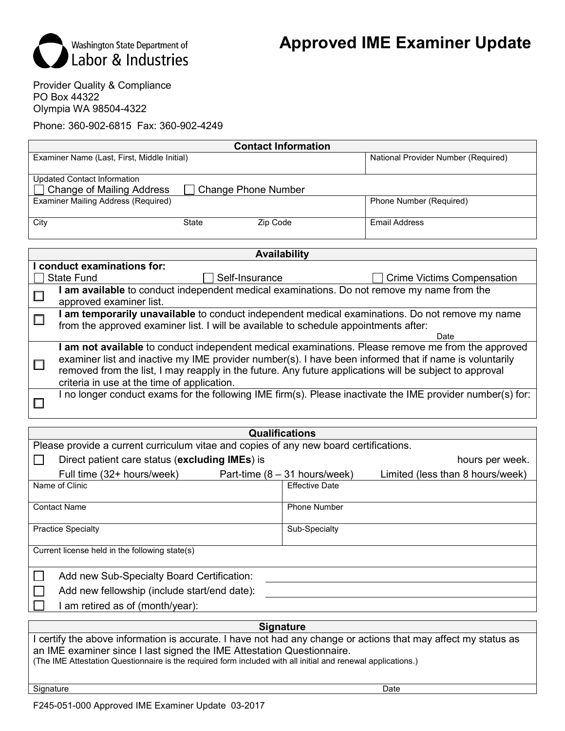Washington State Department of Labor & Industries

# Approved IME Examiner Update

Provider Quality & Compliance
PO Box 44322
Olympia WA 98504-4322

Phone: 360-902-6815 Fax: 360-902-4249

## Contact Information

| Examiner Name (Last, First, Middle Initial) | | | National Provider Number (Required) |
|---|---|---|---|
| Updated Contact Information ☐ Change of Mailing Address ☐ Change Phone Number | | | |
| Examiner Mailing Address (Required) | | | Phone Number (Required) |
| City | State | Zip Code | Email Address |

## Availability

**I conduct examinations for:**

☐ State Fund ☐ Self-Insurance ☐ Crime Victims Compensation

☐ **I am available** to conduct independent medical examinations. Do not remove my name from the approved examiner list.

☐ **I am temporarily unavailable** to conduct independent medical examinations. Do not remove my name from the approved examiner list. I will be available to schedule appointments after: ______ Date

☐ **I am not available** to conduct independent medical examinations. Please remove me from the approved examiner list and inactive my IME provider number(s). I have been informed that if name is voluntarily removed from the list, I may reapply in the future. Any future applications will be subject to approval criteria in use at the time of application.

☐ I no longer conduct exams for the following IME firm(s). Please inactivate the IME provider number(s) for:

## Qualifications

Please provide a current curriculum vitae and copies of any new board certifications.

☐ Direct patient care status (**excluding IMEs**) is ______ hours per week.

Full time (32+ hours/week) Part-time (8 – 31 hours/week) Limited (less than 8 hours/week)

| Name of Clinic | Effective Date |
|---|---|
| Contact Name | Phone Number |
| Practice Specialty | Sub-Specialty |
| Current license held in the following state(s) | |

☐ Add new Sub-Specialty Board Certification: ______

☐ Add new fellowship (include start/end date): ______

☐ I am retired as of (month/year):

## Signature

I certify the above information is accurate. I have not had any change or actions that may affect my status as an IME examiner since I last signed the IME Attestation Questionnaire.
(The IME Attestation Questionnaire is the required form included with all initial and renewal applications.)

| Signature | Date |
|---|---|
| | |

F245-051-000 Approved IME Examiner Update 03-2017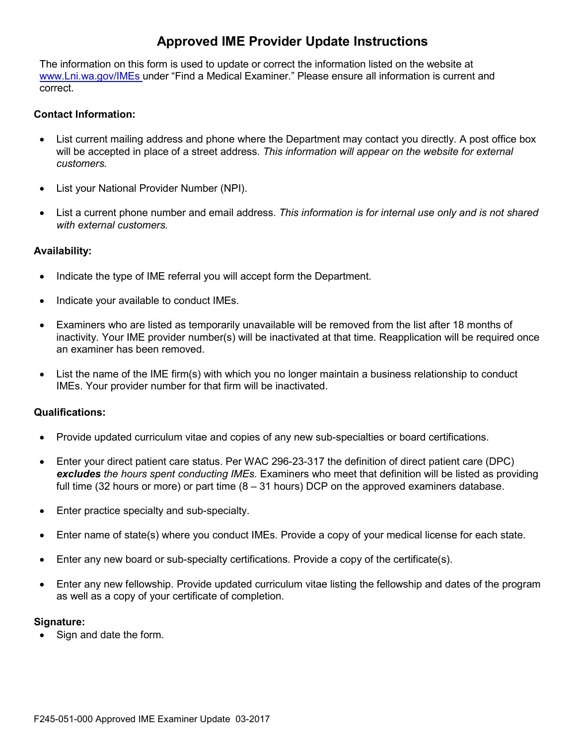# Approved IME Provider Update Instructions

The information on this form is used to update or correct the information listed on the website at [www.Lni.wa.gov/IMEs](http://www.Lni.wa.gov/IMEs) under "Find a Medical Examiner." Please ensure all information is current and correct.

**Contact Information:**

- List current mailing address and phone where the Department may contact you directly. A post office box will be accepted in place of a street address. *This information will appear on the website for external customers.*
- List your National Provider Number (NPI).
- List a current phone number and email address. *This information is for internal use only and is not shared with external customers.*

**Availability:**

- Indicate the type of IME referral you will accept form the Department.
- Indicate your available to conduct IMEs.
- Examiners who are listed as temporarily unavailable will be removed from the list after 18 months of inactivity. Your IME provider number(s) will be inactivated at that time. Reapplication will be required once an examiner has been removed.
- List the name of the IME firm(s) with which you no longer maintain a business relationship to conduct IMEs. Your provider number for that firm will be inactivated.

**Qualifications:**

- Provide updated curriculum vitae and copies of any new sub-specialties or board certifications.
- Enter your direct patient care status. Per WAC 296-23-317 the definition of direct patient care (DPC) ***excludes** the hours spent conducting IMEs.* Examiners who meet that definition will be listed as providing full time (32 hours or more) or part time (8 – 31 hours) DCP on the approved examiners database.
- Enter practice specialty and sub-specialty.
- Enter name of state(s) where you conduct IMEs. Provide a copy of your medical license for each state.
- Enter any new board or sub-specialty certifications. Provide a copy of the certificate(s).
- Enter any new fellowship. Provide updated curriculum vitae listing the fellowship and dates of the program as well as a copy of your certificate of completion.

**Signature:**

- Sign and date the form.

F245-051-000 Approved IME Examiner Update 03-2017